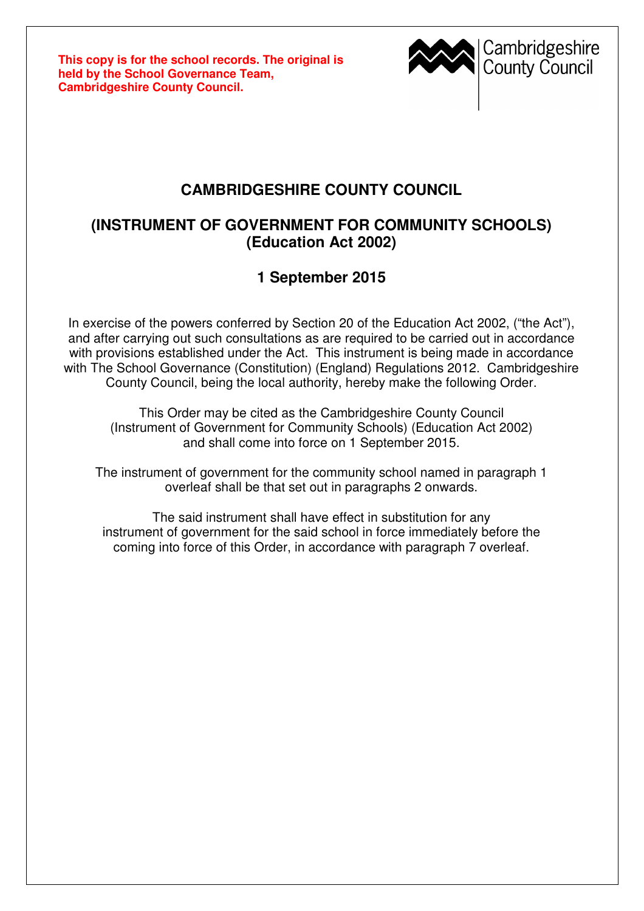**This copy is for the school records. The original is held by the School Governance Team, Cambridgeshire County Council.**

Cambridgeshire County Council

# CAMBRIDGESHIRE COUNTY COUNCIL

## (INSTRUMENT OF GOVERNMENT FOR COMMUNITY SCHOOLS) (Education Act 2002)

## 1 September 2015

In exercise of the powers conferred by Section 20 of the Education Act 2002, ("the Act"), and after carrying out such consultations as are required to be carried out in accordance with provisions established under the Act. This instrument is being made in accordance with The School Governance (Constitution) (England) Regulations 2012. Cambridgeshire County Council, being the local authority, hereby make the following Order.

This Order may be cited as the Cambridgeshire County Council (Instrument of Government for Community Schools) (Education Act 2002) and shall come into force on 1 September 2015.

The instrument of government for the community school named in paragraph 1 overleaf shall be that set out in paragraphs 2 onwards.

The said instrument shall have effect in substitution for any instrument of government for the said school in force immediately before the coming into force of this Order, in accordance with paragraph 7 overleaf.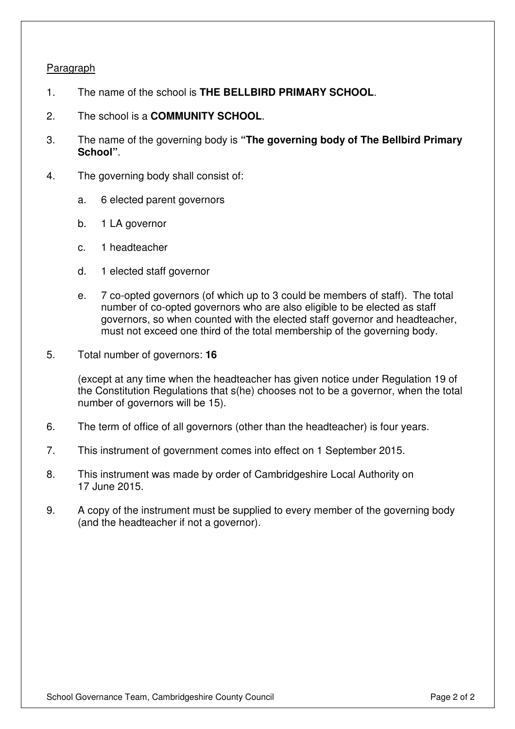Paragraph

1. The name of the school is **THE BELLBIRD PRIMARY SCHOOL**.

2. The school is a **COMMUNITY SCHOOL**.

3. The name of the governing body is **"The governing body of The Bellbird Primary School"**.

4. The governing body shall consist of:

   a. 6 elected parent governors

   b. 1 LA governor

   c. 1 headteacher

   d. 1 elected staff governor

   e. 7 co-opted governors (of which up to 3 could be members of staff). The total number of co-opted governors who are also eligible to be elected as staff governors, so when counted with the elected staff governor and headteacher, must not exceed one third of the total membership of the governing body.

5. Total number of governors: **16**

   (except at any time when the headteacher has given notice under Regulation 19 of the Constitution Regulations that s(he) chooses not to be a governor, when the total number of governors will be 15).

6. The term of office of all governors (other than the headteacher) is four years.

7. This instrument of government comes into effect on 1 September 2015.

8. This instrument was made by order of Cambridgeshire Local Authority on 17 June 2015.

9. A copy of the instrument must be supplied to every member of the governing body (and the headteacher if not a governor).